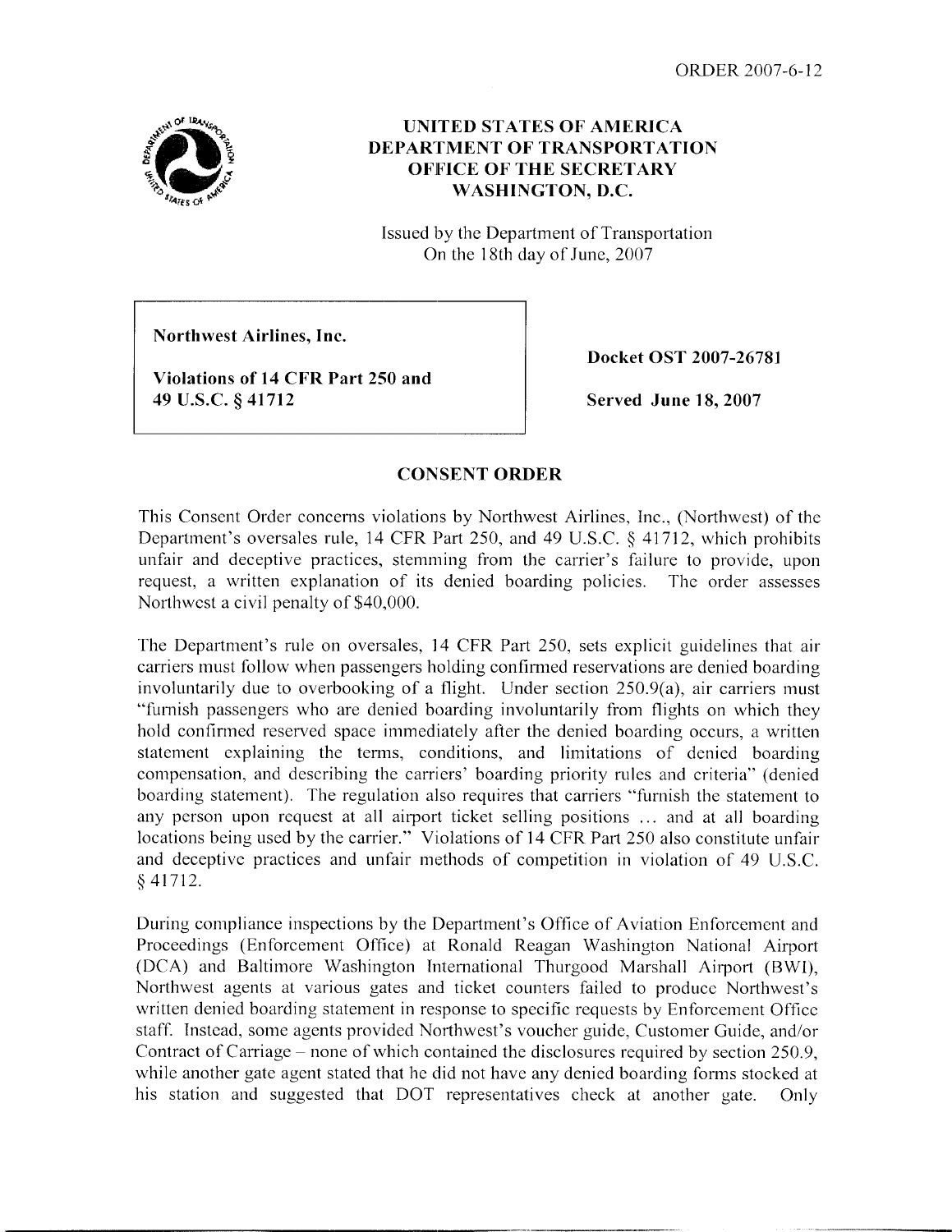ORDER 2007-6-12

**UNITED STATES OF AMERICA**
**DEPARTMENT OF TRANSPORTATION**
**OFFICE OF THE SECRETARY**
**WASHINGTON, D.C.**

Issued by the Department of Transportation
On the 18th day of June, 2007

| | |
|---|---|
| **Northwest Airlines, Inc.**<br><br>**Violations of 14 CFR Part 250 and 49 U.S.C. § 41712** | **Docket OST 2007-26781**<br><br>**Served June 18, 2007** |

## CONSENT ORDER

This Consent Order concerns violations by Northwest Airlines, Inc., (Northwest) of the Department's oversales rule, 14 CFR Part 250, and 49 U.S.C. § 41712, which prohibits unfair and deceptive practices, stemming from the carrier's failure to provide, upon request, a written explanation of its denied boarding policies. The order assesses Northwest a civil penalty of $40,000.

The Department's rule on oversales, 14 CFR Part 250, sets explicit guidelines that air carriers must follow when passengers holding confirmed reservations are denied boarding involuntarily due to overbooking of a flight. Under section 250.9(a), air carriers must "furnish passengers who are denied boarding involuntarily from flights on which they hold confirmed reserved space immediately after the denied boarding occurs, a written statement explaining the terms, conditions, and limitations of denied boarding compensation, and describing the carriers' boarding priority rules and criteria" (denied boarding statement). The regulation also requires that carriers "furnish the statement to any person upon request at all airport ticket selling positions ... and at all boarding locations being used by the carrier." Violations of 14 CFR Part 250 also constitute unfair and deceptive practices and unfair methods of competition in violation of 49 U.S.C. § 41712.

During compliance inspections by the Department's Office of Aviation Enforcement and Proceedings (Enforcement Office) at Ronald Reagan Washington National Airport (DCA) and Baltimore Washington International Thurgood Marshall Airport (BWI), Northwest agents at various gates and ticket counters failed to produce Northwest's written denied boarding statement in response to specific requests by Enforcement Office staff. Instead, some agents provided Northwest's voucher guide, Customer Guide, and/or Contract of Carriage – none of which contained the disclosures required by section 250.9, while another gate agent stated that he did not have any denied boarding forms stocked at his station and suggested that DOT representatives check at another gate. Only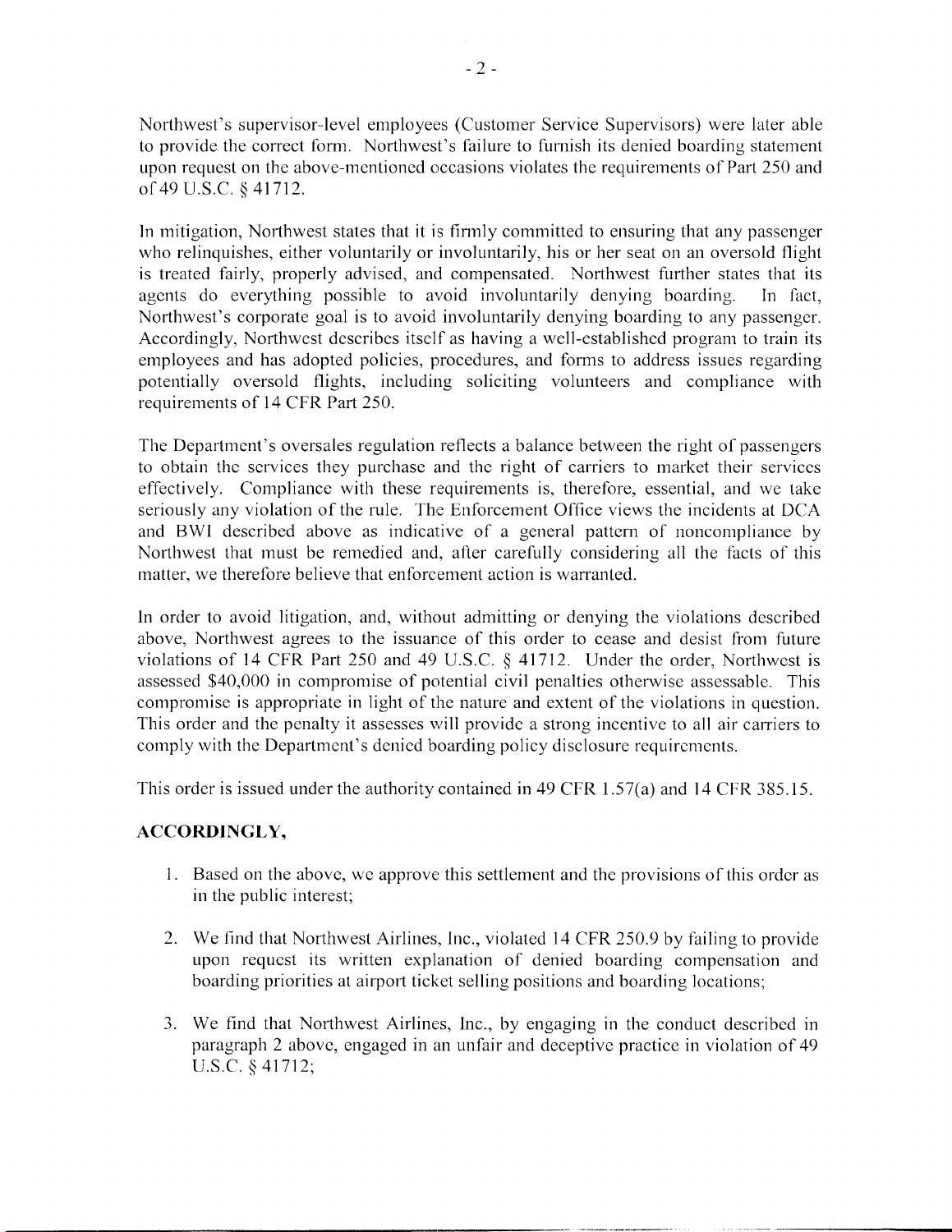Northwest's supervisor-level employees (Customer Service Supervisors) were later able to provide the correct form. Northwest's failure to furnish its denied boarding statement upon request on the above-mentioned occasions violates the requirements of Part 250 and of 49 U.S.C. § 41712.

In mitigation, Northwest states that it is firmly committed to ensuring that any passenger who relinquishes, either voluntarily or involuntarily, his or her seat on an oversold flight is treated fairly, properly advised, and compensated. Northwest further states that its agents do everything possible to avoid involuntarily denying boarding. In fact, Northwest's corporate goal is to avoid involuntarily denying boarding to any passenger. Accordingly, Northwest describes itself as having a well-established program to train its employees and has adopted policies, procedures, and forms to address issues regarding potentially oversold flights, including soliciting volunteers and compliance with requirements of 14 CFR Part 250.

The Department's oversales regulation reflects a balance between the right of passengers to obtain the services they purchase and the right of carriers to market their services effectively. Compliance with these requirements is, therefore, essential, and we take seriously any violation of the rule. The Enforcement Office views the incidents at DCA and BWI described above as indicative of a general pattern of noncompliance by Northwest that must be remedied and, after carefully considering all the facts of this matter, we therefore believe that enforcement action is warranted.

In order to avoid litigation, and, without admitting or denying the violations described above, Northwest agrees to the issuance of this order to cease and desist from future violations of 14 CFR Part 250 and 49 U.S.C. § 41712. Under the order, Northwest is assessed $40,000 in compromise of potential civil penalties otherwise assessable. This compromise is appropriate in light of the nature and extent of the violations in question. This order and the penalty it assesses will provide a strong incentive to all air carriers to comply with the Department's denied boarding policy disclosure requirements.

This order is issued under the authority contained in 49 CFR 1.57(a) and 14 CFR 385.15.

**ACCORDINGLY,**

1. Based on the above, we approve this settlement and the provisions of this order as in the public interest;

2. We find that Northwest Airlines, Inc., violated 14 CFR 250.9 by failing to provide upon request its written explanation of denied boarding compensation and boarding priorities at airport ticket selling positions and boarding locations;

3. We find that Northwest Airlines, Inc., by engaging in the conduct described in paragraph 2 above, engaged in an unfair and deceptive practice in violation of 49 U.S.C. § 41712;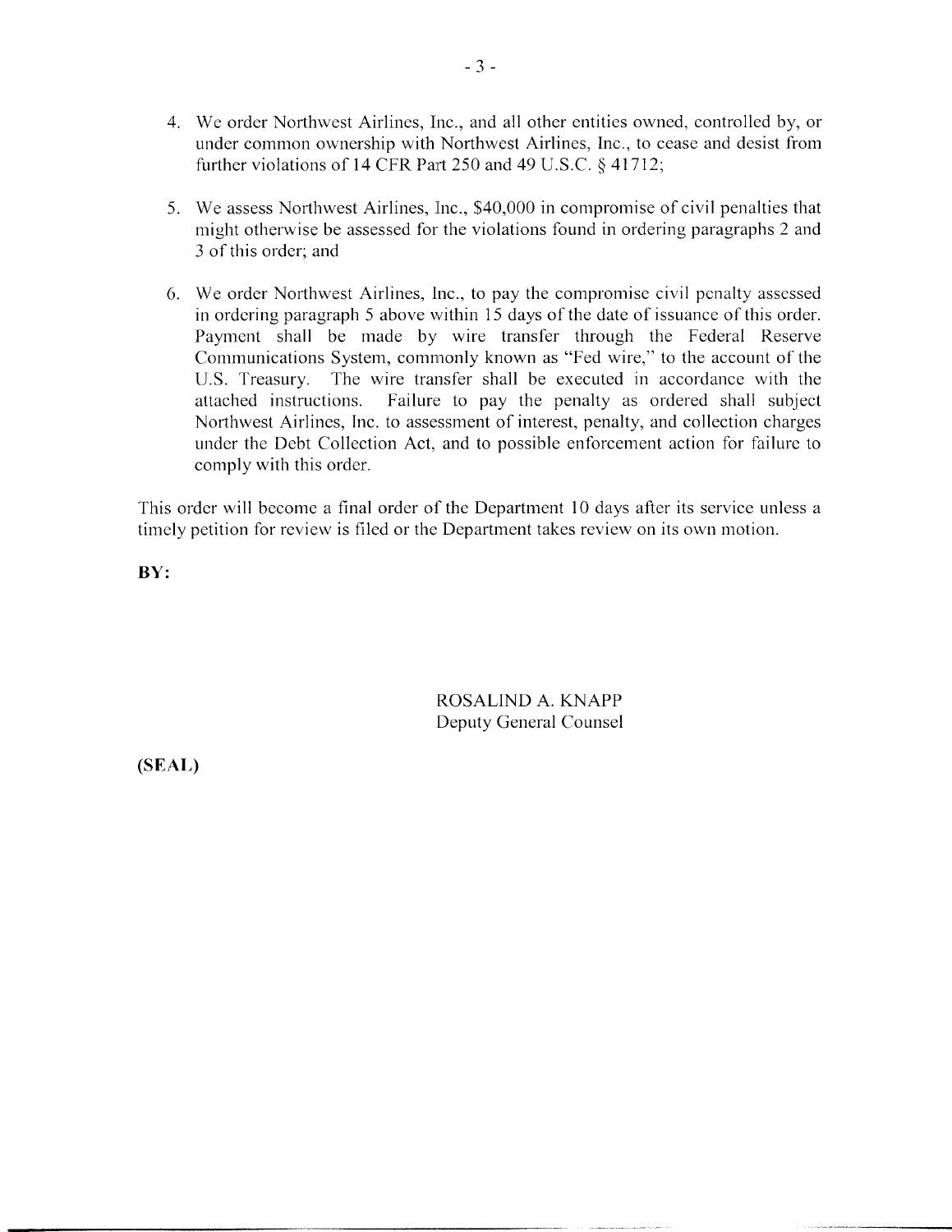4. We order Northwest Airlines, Inc., and all other entities owned, controlled by, or under common ownership with Northwest Airlines, Inc., to cease and desist from further violations of 14 CFR Part 250 and 49 U.S.C. § 41712;

5. We assess Northwest Airlines, Inc., $40,000 in compromise of civil penalties that might otherwise be assessed for the violations found in ordering paragraphs 2 and 3 of this order; and

6. We order Northwest Airlines, Inc., to pay the compromise civil penalty assessed in ordering paragraph 5 above within 15 days of the date of issuance of this order. Payment shall be made by wire transfer through the Federal Reserve Communications System, commonly known as "Fed wire," to the account of the U.S. Treasury. The wire transfer shall be executed in accordance with the attached instructions. Failure to pay the penalty as ordered shall subject Northwest Airlines, Inc. to assessment of interest, penalty, and collection charges under the Debt Collection Act, and to possible enforcement action for failure to comply with this order.

This order will become a final order of the Department 10 days after its service unless a timely petition for review is filed or the Department takes review on its own motion.

**BY:**

ROSALIND A. KNAPP
Deputy General Counsel

**(SEAL)**